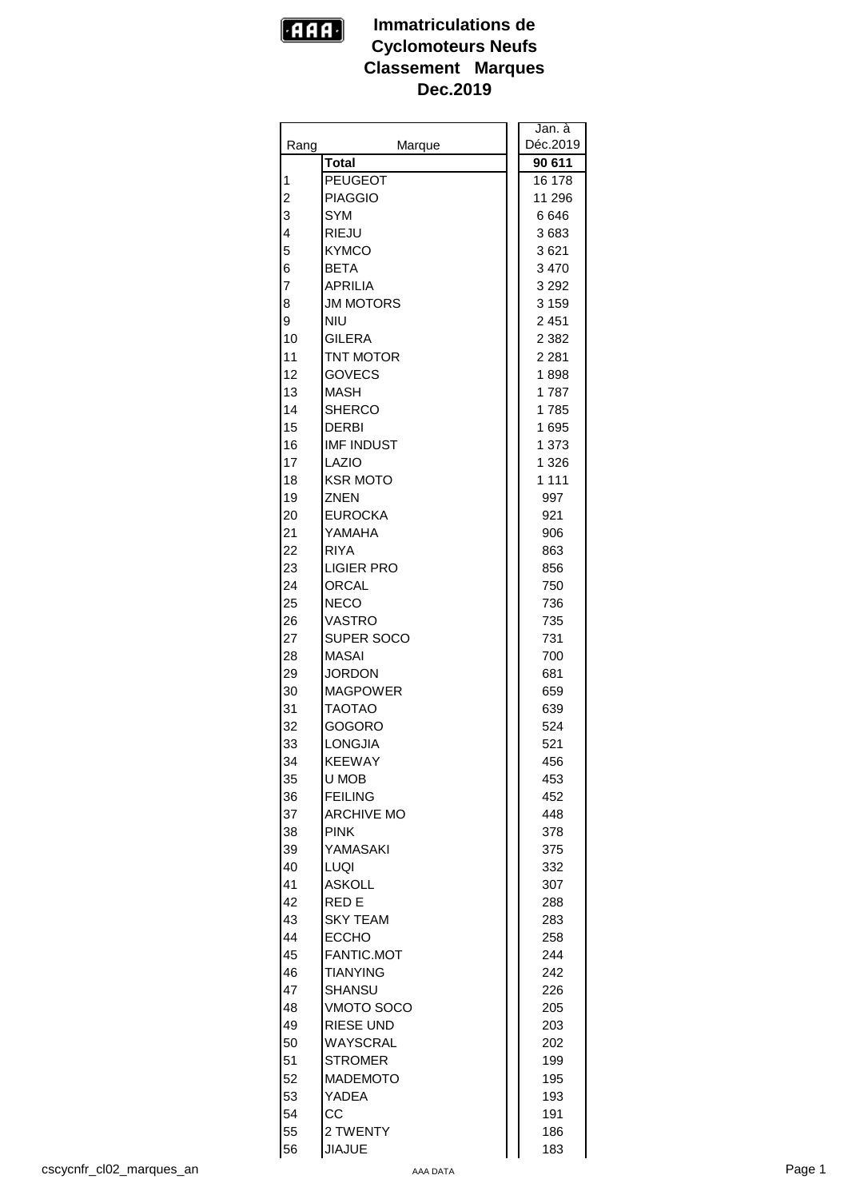# Immatriculations de Cyclomoteurs Neufs
## Classement Marques
## Dec.2019

| Rang | Marque | Jan. à Déc.2019 |
|---|---|---|
| | **Total** | **90 611** |
| 1 | PEUGEOT | 16 178 |
| 2 | PIAGGIO | 11 296 |
| 3 | SYM | 6 646 |
| 4 | RIEJU | 3 683 |
| 5 | KYMCO | 3 621 |
| 6 | BETA | 3 470 |
| 7 | APRILIA | 3 292 |
| 8 | JM MOTORS | 3 159 |
| 9 | NIU | 2 451 |
| 10 | GILERA | 2 382 |
| 11 | TNT MOTOR | 2 281 |
| 12 | GOVECS | 1 898 |
| 13 | MASH | 1 787 |
| 14 | SHERCO | 1 785 |
| 15 | DERBI | 1 695 |
| 16 | IMF INDUST | 1 373 |
| 17 | LAZIO | 1 326 |
| 18 | KSR MOTO | 1 111 |
| 19 | ZNEN | 997 |
| 20 | EUROCKA | 921 |
| 21 | YAMAHA | 906 |
| 22 | RIYA | 863 |
| 23 | LIGIER PRO | 856 |
| 24 | ORCAL | 750 |
| 25 | NECO | 736 |
| 26 | VASTRO | 735 |
| 27 | SUPER SOCO | 731 |
| 28 | MASAI | 700 |
| 29 | JORDON | 681 |
| 30 | MAGPOWER | 659 |
| 31 | TAOTAO | 639 |
| 32 | GOGORO | 524 |
| 33 | LONGJIA | 521 |
| 34 | KEEWAY | 456 |
| 35 | U MOB | 453 |
| 36 | FEILING | 452 |
| 37 | ARCHIVE MO | 448 |
| 38 | PINK | 378 |
| 39 | YAMASAKI | 375 |
| 40 | LUQI | 332 |
| 41 | ASKOLL | 307 |
| 42 | RED E | 288 |
| 43 | SKY TEAM | 283 |
| 44 | ECCHO | 258 |
| 45 | FANTIC.MOT | 244 |
| 46 | TIANYING | 242 |
| 47 | SHANSU | 226 |
| 48 | VMOTO SOCO | 205 |
| 49 | RIESE UND | 203 |
| 50 | WAYSCRAL | 202 |
| 51 | STROMER | 199 |
| 52 | MADEMOTO | 195 |
| 53 | YADEA | 193 |
| 54 | CC | 191 |
| 55 | 2 TWENTY | 186 |
| 56 | JIAJUE | 183 |

cscycnfr_cl02_marques_an

AAA DATA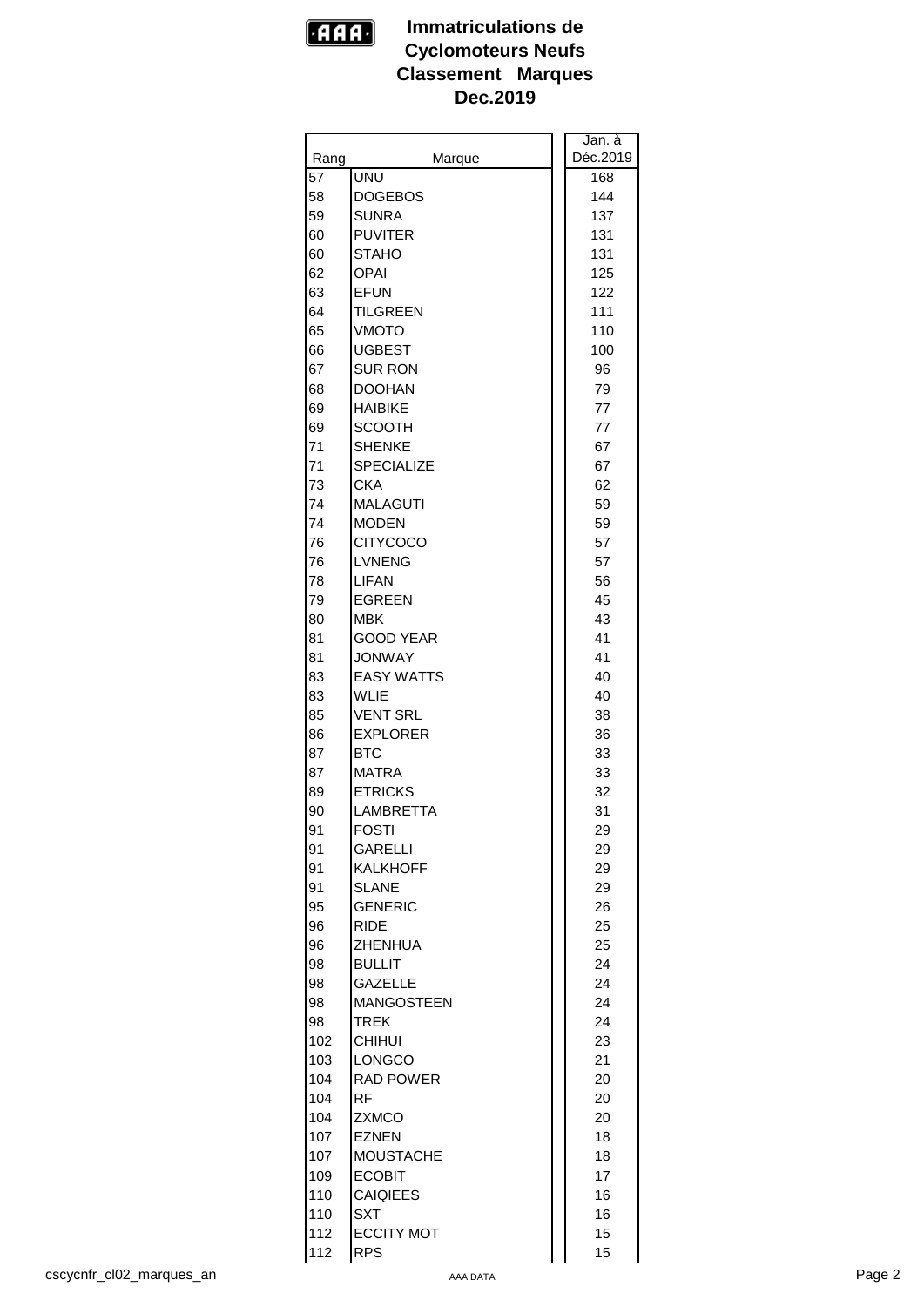# Immatriculations de Cyclomoteurs Neufs
## Classement Marques
## Dec.2019

| Rang | Marque | Jan. à Déc.2019 |
|---|---|---|
| 57 | UNU | 168 |
| 58 | DOGEBOS | 144 |
| 59 | SUNRA | 137 |
| 60 | PUVITER | 131 |
| 60 | STAHO | 131 |
| 62 | OPAI | 125 |
| 63 | EFUN | 122 |
| 64 | TILGREEN | 111 |
| 65 | VMOTO | 110 |
| 66 | UGBEST | 100 |
| 67 | SUR RON | 96 |
| 68 | DOOHAN | 79 |
| 69 | HAIBIKE | 77 |
| 69 | SCOOTH | 77 |
| 71 | SHENKE | 67 |
| 71 | SPECIALIZE | 67 |
| 73 | CKA | 62 |
| 74 | MALAGUTI | 59 |
| 74 | MODEN | 59 |
| 76 | CITYCOCO | 57 |
| 76 | LVNENG | 57 |
| 78 | LIFAN | 56 |
| 79 | EGREEN | 45 |
| 80 | MBK | 43 |
| 81 | GOOD YEAR | 41 |
| 81 | JONWAY | 41 |
| 83 | EASY WATTS | 40 |
| 83 | WLIE | 40 |
| 85 | VENT SRL | 38 |
| 86 | EXPLORER | 36 |
| 87 | BTC | 33 |
| 87 | MATRA | 33 |
| 89 | ETRICKS | 32 |
| 90 | LAMBRETTA | 31 |
| 91 | FOSTI | 29 |
| 91 | GARELLI | 29 |
| 91 | KALKHOFF | 29 |
| 91 | SLANE | 29 |
| 95 | GENERIC | 26 |
| 96 | RIDE | 25 |
| 96 | ZHENHUA | 25 |
| 98 | BULLIT | 24 |
| 98 | GAZELLE | 24 |
| 98 | MANGOSTEEN | 24 |
| 98 | TREK | 24 |
| 102 | CHIHUI | 23 |
| 103 | LONGCO | 21 |
| 104 | RAD POWER | 20 |
| 104 | RF | 20 |
| 104 | ZXMCO | 20 |
| 107 | EZNEN | 18 |
| 107 | MOUSTACHE | 18 |
| 109 | ECOBIT | 17 |
| 110 | CAIQIEES | 16 |
| 110 | SXT | 16 |
| 112 | ECCITY MOT | 15 |
| 112 | RPS | 15 |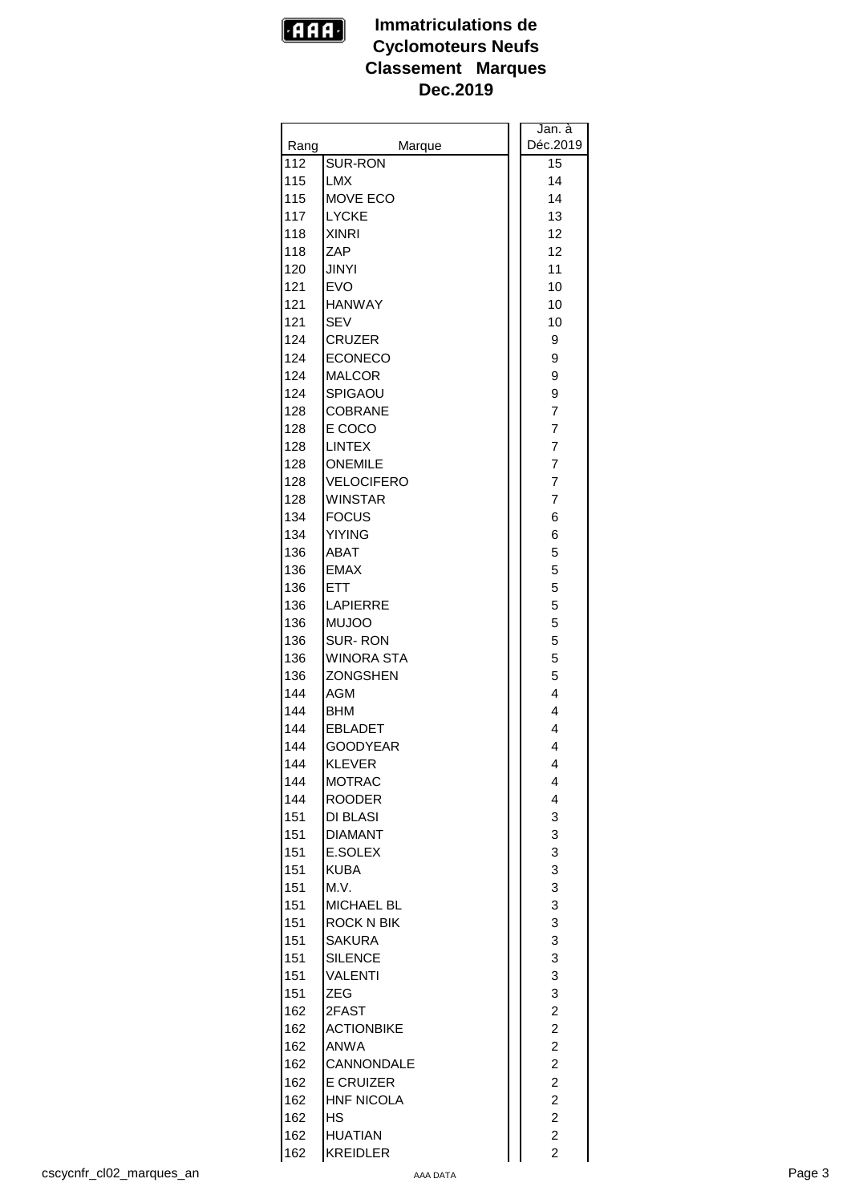# Immatriculations de Cyclomoteurs Neufs
## Classement Marques
## Dec.2019

| Rang | Marque | Jan. à Déc.2019 |
|---|---|---|
| 112 | SUR-RON | 15 |
| 115 | LMX | 14 |
| 115 | MOVE ECO | 14 |
| 117 | LYCKE | 13 |
| 118 | XINRI | 12 |
| 118 | ZAP | 12 |
| 120 | JINYI | 11 |
| 121 | EVO | 10 |
| 121 | HANWAY | 10 |
| 121 | SEV | 10 |
| 124 | CRUZER | 9 |
| 124 | ECONECO | 9 |
| 124 | MALCOR | 9 |
| 124 | SPIGAOU | 9 |
| 128 | COBRANE | 7 |
| 128 | E COCO | 7 |
| 128 | LINTEX | 7 |
| 128 | ONEMILE | 7 |
| 128 | VELOCIFERO | 7 |
| 128 | WINSTAR | 7 |
| 134 | FOCUS | 6 |
| 134 | YIYING | 6 |
| 136 | ABAT | 5 |
| 136 | EMAX | 5 |
| 136 | ETT | 5 |
| 136 | LAPIERRE | 5 |
| 136 | MUJOO | 5 |
| 136 | SUR- RON | 5 |
| 136 | WINORA STA | 5 |
| 136 | ZONGSHEN | 5 |
| 144 | AGM | 4 |
| 144 | BHM | 4 |
| 144 | EBLADET | 4 |
| 144 | GOODYEAR | 4 |
| 144 | KLEVER | 4 |
| 144 | MOTRAC | 4 |
| 144 | ROODER | 4 |
| 151 | DI BLASI | 3 |
| 151 | DIAMANT | 3 |
| 151 | E.SOLEX | 3 |
| 151 | KUBA | 3 |
| 151 | M.V. | 3 |
| 151 | MICHAEL BL | 3 |
| 151 | ROCK N BIK | 3 |
| 151 | SAKURA | 3 |
| 151 | SILENCE | 3 |
| 151 | VALENTI | 3 |
| 151 | ZEG | 3 |
| 162 | 2FAST | 2 |
| 162 | ACTIONBIKE | 2 |
| 162 | ANWA | 2 |
| 162 | CANNONDALE | 2 |
| 162 | E CRUIZER | 2 |
| 162 | HNF NICOLA | 2 |
| 162 | HS | 2 |
| 162 | HUATIAN | 2 |
| 162 | KREIDLER | 2 |

cscycnfr_cl02_marques_an AAA DATA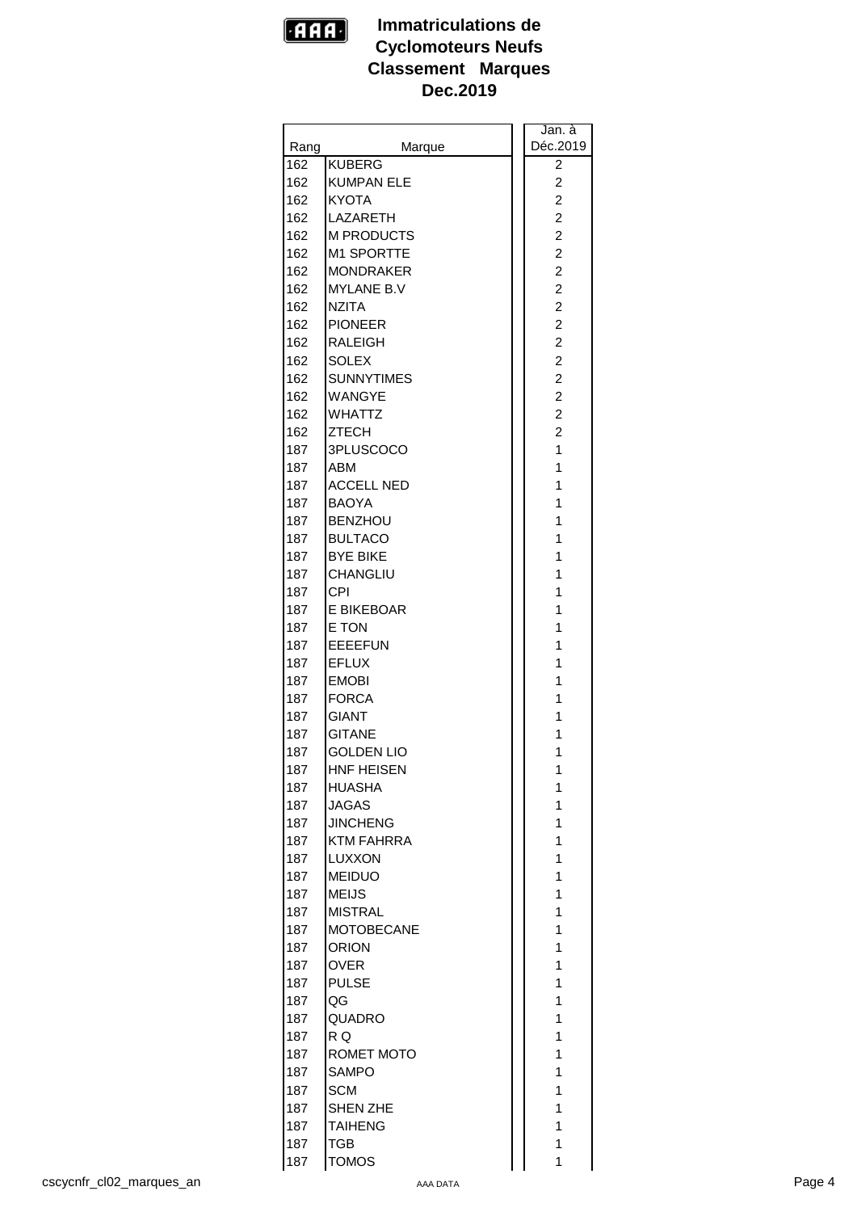# Immatriculations de Cyclomoteurs Neufs Classement Marques Dec.2019

| Rang | Marque | Jan. à Déc.2019 |
|---|---|---|
| 162 | KUBERG | 2 |
| 162 | KUMPAN ELE | 2 |
| 162 | KYOTA | 2 |
| 162 | LAZARETH | 2 |
| 162 | M PRODUCTS | 2 |
| 162 | M1 SPORTTE | 2 |
| 162 | MONDRAKER | 2 |
| 162 | MYLANE B.V | 2 |
| 162 | NZITA | 2 |
| 162 | PIONEER | 2 |
| 162 | RALEIGH | 2 |
| 162 | SOLEX | 2 |
| 162 | SUNNYTIMES | 2 |
| 162 | WANGYE | 2 |
| 162 | WHATTZ | 2 |
| 162 | ZTECH | 2 |
| 187 | 3PLUSCOCO | 1 |
| 187 | ABM | 1 |
| 187 | ACCELL NED | 1 |
| 187 | BAOYA | 1 |
| 187 | BENZHOU | 1 |
| 187 | BULTACO | 1 |
| 187 | BYE BIKE | 1 |
| 187 | CHANGLIU | 1 |
| 187 | CPI | 1 |
| 187 | E BIKEBOAR | 1 |
| 187 | E TON | 1 |
| 187 | EEEEFUN | 1 |
| 187 | EFLUX | 1 |
| 187 | EMOBI | 1 |
| 187 | FORCA | 1 |
| 187 | GIANT | 1 |
| 187 | GITANE | 1 |
| 187 | GOLDEN LIO | 1 |
| 187 | HNF HEISEN | 1 |
| 187 | HUASHA | 1 |
| 187 | JAGAS | 1 |
| 187 | JINCHENG | 1 |
| 187 | KTM FAHRRA | 1 |
| 187 | LUXXON | 1 |
| 187 | MEIDUO | 1 |
| 187 | MEIJS | 1 |
| 187 | MISTRAL | 1 |
| 187 | MOTOBECANE | 1 |
| 187 | ORION | 1 |
| 187 | OVER | 1 |
| 187 | PULSE | 1 |
| 187 | QG | 1 |
| 187 | QUADRO | 1 |
| 187 | R Q | 1 |
| 187 | ROMET MOTO | 1 |
| 187 | SAMPO | 1 |
| 187 | SCM | 1 |
| 187 | SHEN ZHE | 1 |
| 187 | TAIHENG | 1 |
| 187 | TGB | 1 |
| 187 | TOMOS | 1 |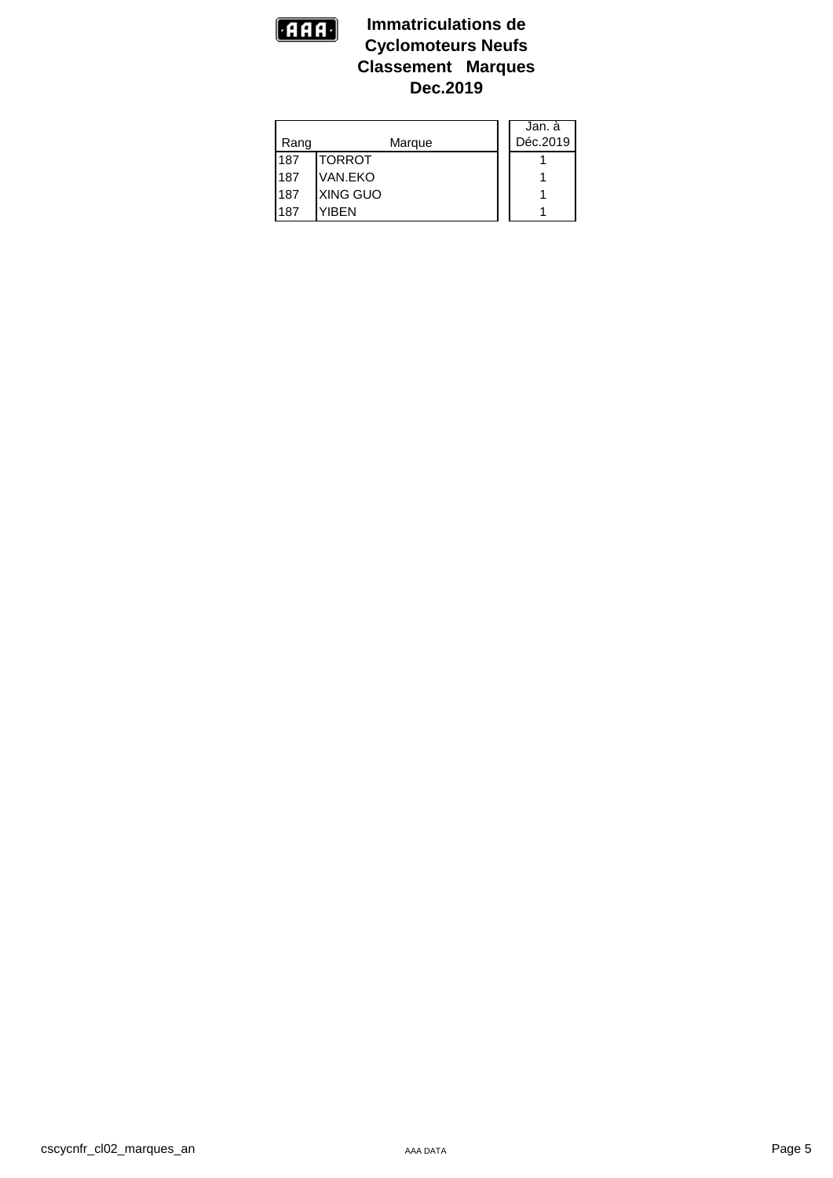# Immatriculations de Cyclomoteurs Neufs Classement Marques Dec.2019

| Rang | Marque | Jan. à Déc.2019 |
|---|---|---|
| 187 | TORROT | 1 |
| 187 | VAN.EKO | 1 |
| 187 | XING GUO | 1 |
| 187 | YIBEN | 1 |